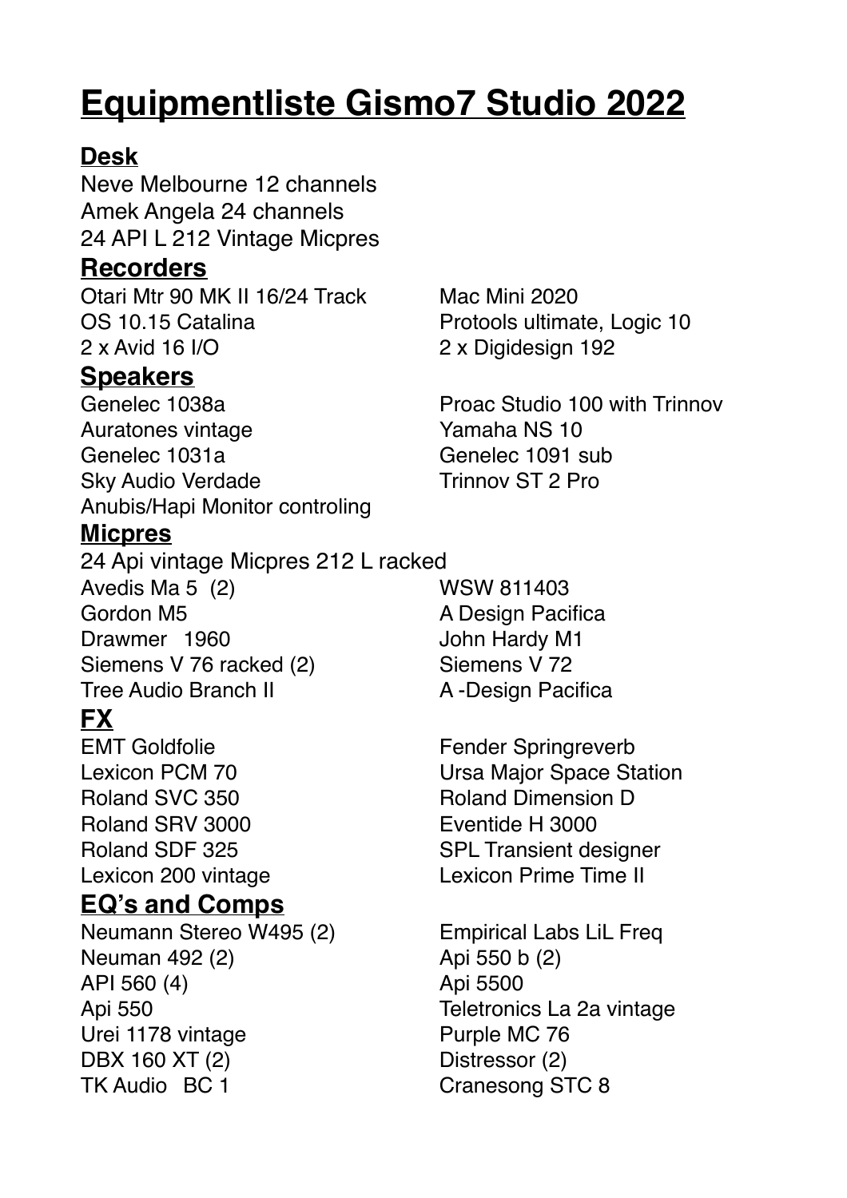# Equipmentliste Gismo7 Studio 2022

## Desk

Neve Melbourne 12 channels
Amek Angela 24 channels
24 API L 212 Vintage Micpres

## Recorders

Otari Mtr 90 MK II 16/24 Track
OS 10.15 Catalina
2 x Avid 16 I/O
Mac Mini 2020
Protools ultimate, Logic 10
2 x Digidesign 192

## Speakers

Genelec 1038a
Auratones vintage
Genelec 1031a
Sky Audio Verdade
Anubis/Hapi Monitor controling
Proac Studio 100 with Trinnov
Yamaha NS 10
Genelec 1091 sub
Trinnov ST 2 Pro

## Micpres

24 Api vintage Micpres 212 L racked
Avedis Ma 5 (2)
Gordon M5
Drawmer 1960
Siemens V 76 racked (2)
Tree Audio Branch II
WSW 811403
A Design Pacifica
John Hardy M1
Siemens V 72
A -Design Pacifica

## FX

EMT Goldfolie
Lexicon PCM 70
Roland SVC 350
Roland SRV 3000
Roland SDF 325
Lexicon 200 vintage
Fender Springreverb
Ursa Major Space Station
Roland Dimension D
Eventide H 3000
SPL Transient designer
Lexicon Prime Time II

## EQ's and Comps

Neumann Stereo W495 (2)
Neuman 492 (2)
API 560 (4)
Api 550
Urei 1178 vintage
DBX 160 XT (2)
TK Audio BC 1
Empirical Labs LiL Freq
Api 550 b (2)
Api 5500
Teletronics La 2a vintage
Purple MC 76
Distressor (2)
Cranesong STC 8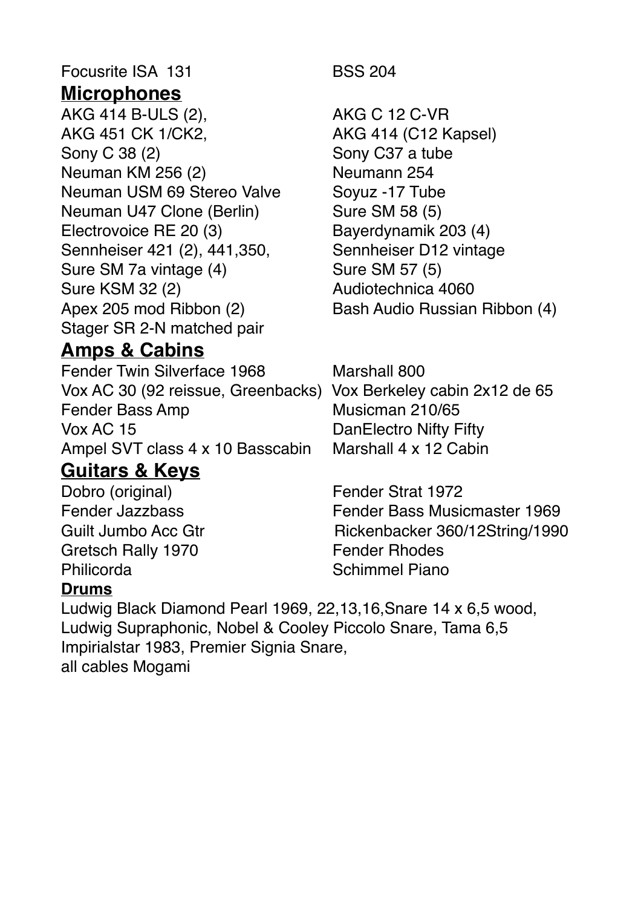Focusrite ISA 131

BSS 204

## Microphones

AKG 414 B-ULS (2),

AKG 451 CK 1/CK2,

Sony C 38 (2)

Neuman KM 256 (2)

Neuman USM 69 Stereo Valve

Neuman U47 Clone (Berlin)

Electrovoice RE 20 (3)

Sennheiser 421 (2), 441,350,

Sure SM 7a vintage (4)

Sure KSM 32 (2)

Apex 205 mod Ribbon (2)

Stager SR 2-N matched pair

AKG C 12 C-VR

AKG 414 (C12 Kapsel)

Sony C37 a tube

Neumann 254

Soyuz -17 Tube

Sure SM 58 (5)

Bayerdynamik 203 (4)

Sennheiser D12 vintage

Sure SM 57 (5)

Audiotechnica 4060

Bash Audio Russian Ribbon (4)

## Amps & Cabins

Fender Twin Silverface 1968

Vox AC 30 (92 reissue, Greenbacks)

Fender Bass Amp

Vox AC 15

Ampel SVT class 4 x 10 Basscabin

Marshall 800

Vox Berkeley cabin 2x12 de 65

Musicman 210/65

DanElectro Nifty Fifty

Marshall 4 x 12 Cabin

## Guitars & Keys

Dobro (original)

Fender Jazzbass

Guilt Jumbo Acc Gtr

Gretsch Rally 1970

Philicorda

Fender Strat 1972

Fender Bass Musicmaster 1969

Rickenbacker 360/12String/1990

Fender Rhodes

Schimmel Piano

### Drums

Ludwig Black Diamond Pearl 1969, 22,13,16,Snare 14 x 6,5 wood, Ludwig Supraphonic, Nobel & Cooley Piccolo Snare, Tama 6,5 Impirialstar 1983, Premier Signia Snare,
all cables Mogami